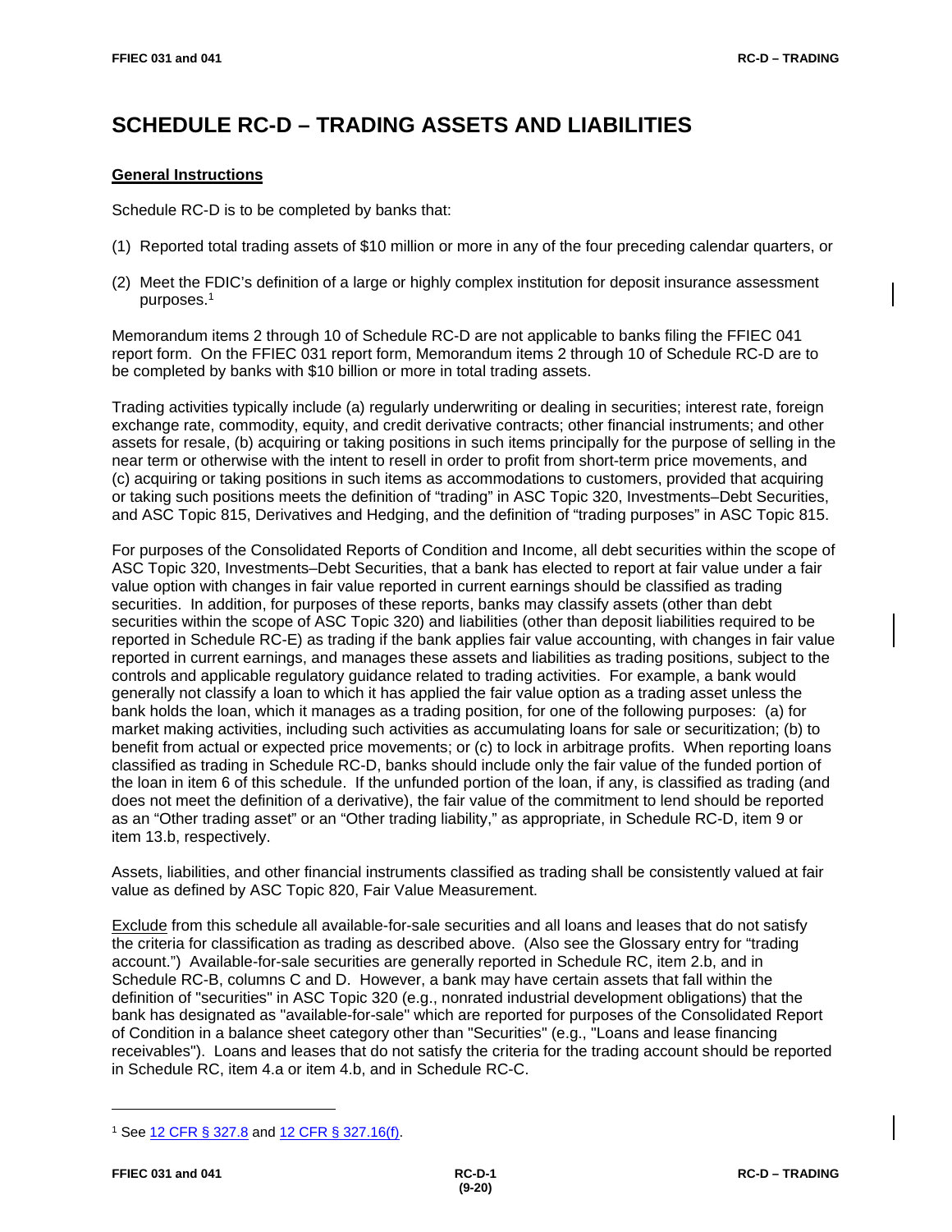# SCHEDULE RC-D – TRADING ASSETS AND LIABILITIES

## General Instructions

Schedule RC-D is to be completed by banks that:

(1) Reported total trading assets of $10 million or more in any of the four preceding calendar quarters, or

(2) Meet the FDIC's definition of a large or highly complex institution for deposit insurance assessment purposes.[1]

Memorandum items 2 through 10 of Schedule RC-D are not applicable to banks filing the FFIEC 041 report form. On the FFIEC 031 report form, Memorandum items 2 through 10 of Schedule RC-D are to be completed by banks with $10 billion or more in total trading assets.

Trading activities typically include (a) regularly underwriting or dealing in securities; interest rate, foreign exchange rate, commodity, equity, and credit derivative contracts; other financial instruments; and other assets for resale, (b) acquiring or taking positions in such items principally for the purpose of selling in the near term or otherwise with the intent to resell in order to profit from short-term price movements, and (c) acquiring or taking positions in such items as accommodations to customers, provided that acquiring or taking such positions meets the definition of "trading" in ASC Topic 320, Investments–Debt Securities, and ASC Topic 815, Derivatives and Hedging, and the definition of "trading purposes" in ASC Topic 815.

For purposes of the Consolidated Reports of Condition and Income, all debt securities within the scope of ASC Topic 320, Investments–Debt Securities, that a bank has elected to report at fair value under a fair value option with changes in fair value reported in current earnings should be classified as trading securities. In addition, for purposes of these reports, banks may classify assets (other than debt securities within the scope of ASC Topic 320) and liabilities (other than deposit liabilities required to be reported in Schedule RC-E) as trading if the bank applies fair value accounting, with changes in fair value reported in current earnings, and manages these assets and liabilities as trading positions, subject to the controls and applicable regulatory guidance related to trading activities. For example, a bank would generally not classify a loan to which it has applied the fair value option as a trading asset unless the bank holds the loan, which it manages as a trading position, for one of the following purposes: (a) for market making activities, including such activities as accumulating loans for sale or securitization; (b) to benefit from actual or expected price movements; or (c) to lock in arbitrage profits. When reporting loans classified as trading in Schedule RC-D, banks should include only the fair value of the funded portion of the loan in item 6 of this schedule. If the unfunded portion of the loan, if any, is classified as trading (and does not meet the definition of a derivative), the fair value of the commitment to lend should be reported as an "Other trading asset" or an "Other trading liability," as appropriate, in Schedule RC-D, item 9 or item 13.b, respectively.

Assets, liabilities, and other financial instruments classified as trading shall be consistently valued at fair value as defined by ASC Topic 820, Fair Value Measurement.

Exclude from this schedule all available-for-sale securities and all loans and leases that do not satisfy the criteria for classification as trading as described above. (Also see the Glossary entry for "trading account.") Available-for-sale securities are generally reported in Schedule RC, item 2.b, and in Schedule RC-B, columns C and D. However, a bank may have certain assets that fall within the definition of "securities" in ASC Topic 320 (e.g., nonrated industrial development obligations) that the bank has designated as "available-for-sale" which are reported for purposes of the Consolidated Report of Condition in a balance sheet category other than "Securities" (e.g., "Loans and lease financing receivables"). Loans and leases that do not satisfy the criteria for the trading account should be reported in Schedule RC, item 4.a or item 4.b, and in Schedule RC-C.

---

[1] See 12 CFR § 327.8 and 12 CFR § 327.16(f).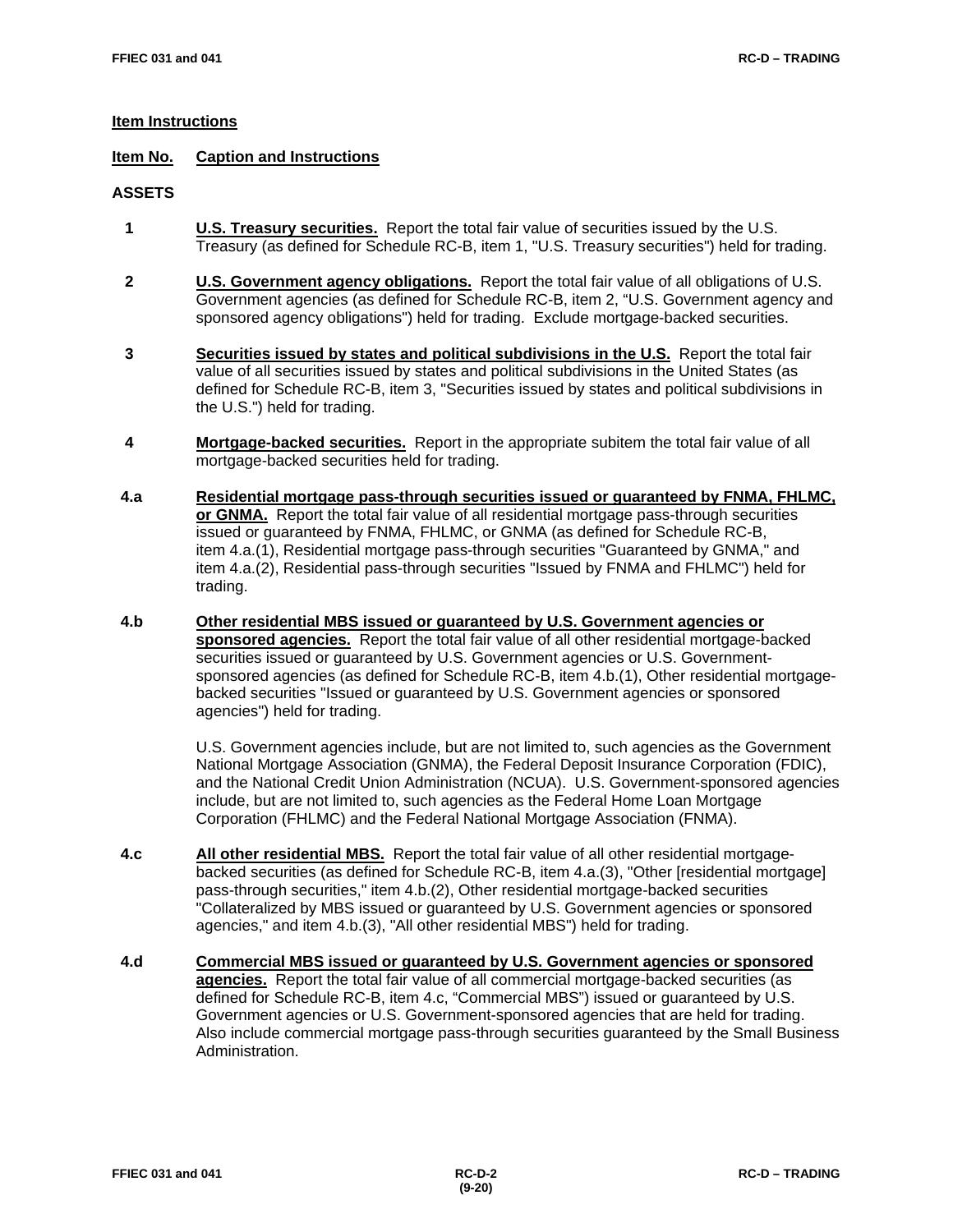## Item Instructions

**Item No. Caption and Instructions**

### ASSETS

**1** **U.S. Treasury securities.** Report the total fair value of securities issued by the U.S. Treasury (as defined for Schedule RC-B, item 1, "U.S. Treasury securities") held for trading.

**2** **U.S. Government agency obligations.** Report the total fair value of all obligations of U.S. Government agencies (as defined for Schedule RC-B, item 2, "U.S. Government agency and sponsored agency obligations") held for trading. Exclude mortgage-backed securities.

**3** **Securities issued by states and political subdivisions in the U.S.** Report the total fair value of all securities issued by states and political subdivisions in the United States (as defined for Schedule RC-B, item 3, "Securities issued by states and political subdivisions in the U.S.") held for trading.

**4** **Mortgage-backed securities.** Report in the appropriate subitem the total fair value of all mortgage-backed securities held for trading.

**4.a** **Residential mortgage pass-through securities issued or guaranteed by FNMA, FHLMC, or GNMA.** Report the total fair value of all residential mortgage pass-through securities issued or guaranteed by FNMA, FHLMC, or GNMA (as defined for Schedule RC-B, item 4.a.(1), Residential mortgage pass-through securities "Guaranteed by GNMA," and item 4.a.(2), Residential pass-through securities "Issued by FNMA and FHLMC") held for trading.

**4.b** **Other residential MBS issued or guaranteed by U.S. Government agencies or sponsored agencies.** Report the total fair value of all other residential mortgage-backed securities issued or guaranteed by U.S. Government agencies or U.S. Government-sponsored agencies (as defined for Schedule RC-B, item 4.b.(1), Other residential mortgage-backed securities "Issued or guaranteed by U.S. Government agencies or sponsored agencies") held for trading.

U.S. Government agencies include, but are not limited to, such agencies as the Government National Mortgage Association (GNMA), the Federal Deposit Insurance Corporation (FDIC), and the National Credit Union Administration (NCUA). U.S. Government-sponsored agencies include, but are not limited to, such agencies as the Federal Home Loan Mortgage Corporation (FHLMC) and the Federal National Mortgage Association (FNMA).

**4.c** **All other residential MBS.** Report the total fair value of all other residential mortgage-backed securities (as defined for Schedule RC-B, item 4.a.(3), "Other [residential mortgage] pass-through securities," item 4.b.(2), Other residential mortgage-backed securities "Collateralized by MBS issued or guaranteed by U.S. Government agencies or sponsored agencies," and item 4.b.(3), "All other residential MBS") held for trading.

**4.d** **Commercial MBS issued or guaranteed by U.S. Government agencies or sponsored agencies.** Report the total fair value of all commercial mortgage-backed securities (as defined for Schedule RC-B, item 4.c, "Commercial MBS") issued or guaranteed by U.S. Government agencies or U.S. Government-sponsored agencies that are held for trading. Also include commercial mortgage pass-through securities guaranteed by the Small Business Administration.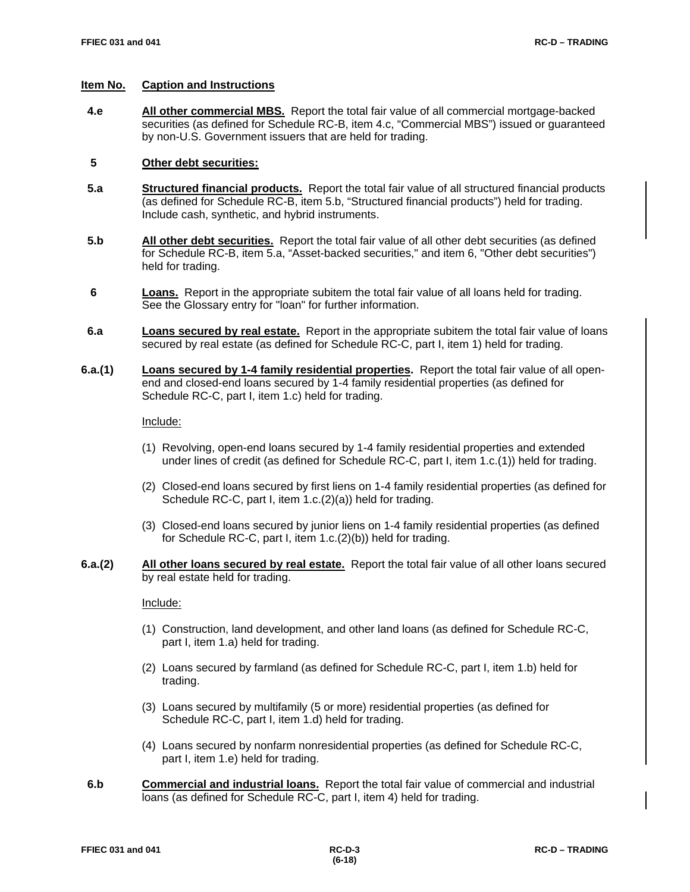| Item No. | Caption and Instructions |
|---|---|

**4.e** **All other commercial MBS.** Report the total fair value of all commercial mortgage-backed securities (as defined for Schedule RC-B, item 4.c, "Commercial MBS") issued or guaranteed by non-U.S. Government issuers that are held for trading.

**5** **Other debt securities:**

**5.a** **Structured financial products.** Report the total fair value of all structured financial products (as defined for Schedule RC-B, item 5.b, "Structured financial products") held for trading. Include cash, synthetic, and hybrid instruments.

**5.b** **All other debt securities.** Report the total fair value of all other debt securities (as defined for Schedule RC-B, item 5.a, "Asset-backed securities," and item 6, "Other debt securities") held for trading.

**6** **Loans.** Report in the appropriate subitem the total fair value of all loans held for trading. See the Glossary entry for "loan" for further information.

**6.a** **Loans secured by real estate.** Report in the appropriate subitem the total fair value of loans secured by real estate (as defined for Schedule RC-C, part I, item 1) held for trading.

**6.a.(1)** **Loans secured by 1-4 family residential properties.** Report the total fair value of all open-end and closed-end loans secured by 1-4 family residential properties (as defined for Schedule RC-C, part I, item 1.c) held for trading.

Include:

(1) Revolving, open-end loans secured by 1-4 family residential properties and extended under lines of credit (as defined for Schedule RC-C, part I, item 1.c.(1)) held for trading.

(2) Closed-end loans secured by first liens on 1-4 family residential properties (as defined for Schedule RC-C, part I, item 1.c.(2)(a)) held for trading.

(3) Closed-end loans secured by junior liens on 1-4 family residential properties (as defined for Schedule RC-C, part I, item 1.c.(2)(b)) held for trading.

**6.a.(2)** **All other loans secured by real estate.** Report the total fair value of all other loans secured by real estate held for trading.

Include:

(1) Construction, land development, and other land loans (as defined for Schedule RC-C, part I, item 1.a) held for trading.

(2) Loans secured by farmland (as defined for Schedule RC-C, part I, item 1.b) held for trading.

(3) Loans secured by multifamily (5 or more) residential properties (as defined for Schedule RC-C, part I, item 1.d) held for trading.

(4) Loans secured by nonfarm nonresidential properties (as defined for Schedule RC-C, part I, item 1.e) held for trading.

**6.b** **Commercial and industrial loans.** Report the total fair value of commercial and industrial loans (as defined for Schedule RC-C, part I, item 4) held for trading.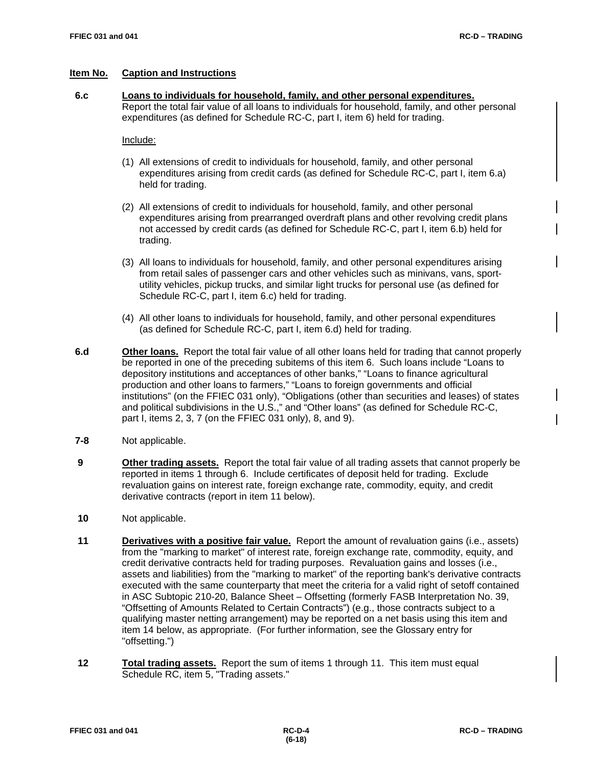**Item No.** **Caption and Instructions**

**6.c** **Loans to individuals for household, family, and other personal expenditures.** Report the total fair value of all loans to individuals for household, family, and other personal expenditures (as defined for Schedule RC-C, part I, item 6) held for trading.

Include:

(1) All extensions of credit to individuals for household, family, and other personal expenditures arising from credit cards (as defined for Schedule RC-C, part I, item 6.a) held for trading.

(2) All extensions of credit to individuals for household, family, and other personal expenditures arising from prearranged overdraft plans and other revolving credit plans not accessed by credit cards (as defined for Schedule RC-C, part I, item 6.b) held for trading.

(3) All loans to individuals for household, family, and other personal expenditures arising from retail sales of passenger cars and other vehicles such as minivans, vans, sport-utility vehicles, pickup trucks, and similar light trucks for personal use (as defined for Schedule RC-C, part I, item 6.c) held for trading.

(4) All other loans to individuals for household, family, and other personal expenditures (as defined for Schedule RC-C, part I, item 6.d) held for trading.

**6.d** **Other loans.** Report the total fair value of all other loans held for trading that cannot properly be reported in one of the preceding subitems of this item 6. Such loans include "Loans to depository institutions and acceptances of other banks," "Loans to finance agricultural production and other loans to farmers," "Loans to foreign governments and official institutions" (on the FFIEC 031 only), "Obligations (other than securities and leases) of states and political subdivisions in the U.S.," and "Other loans" (as defined for Schedule RC-C, part I, items 2, 3, 7 (on the FFIEC 031 only), 8, and 9).

**7-8** Not applicable.

**9** **Other trading assets.** Report the total fair value of all trading assets that cannot properly be reported in items 1 through 6. Include certificates of deposit held for trading. Exclude revaluation gains on interest rate, foreign exchange rate, commodity, equity, and credit derivative contracts (report in item 11 below).

**10** Not applicable.

**11** **Derivatives with a positive fair value.** Report the amount of revaluation gains (i.e., assets) from the "marking to market" of interest rate, foreign exchange rate, commodity, equity, and credit derivative contracts held for trading purposes. Revaluation gains and losses (i.e., assets and liabilities) from the "marking to market" of the reporting bank's derivative contracts executed with the same counterparty that meet the criteria for a valid right of setoff contained in ASC Subtopic 210-20, Balance Sheet – Offsetting (formerly FASB Interpretation No. 39, "Offsetting of Amounts Related to Certain Contracts") (e.g., those contracts subject to a qualifying master netting arrangement) may be reported on a net basis using this item and item 14 below, as appropriate. (For further information, see the Glossary entry for "offsetting.")

**12** **Total trading assets.** Report the sum of items 1 through 11. This item must equal Schedule RC, item 5, "Trading assets."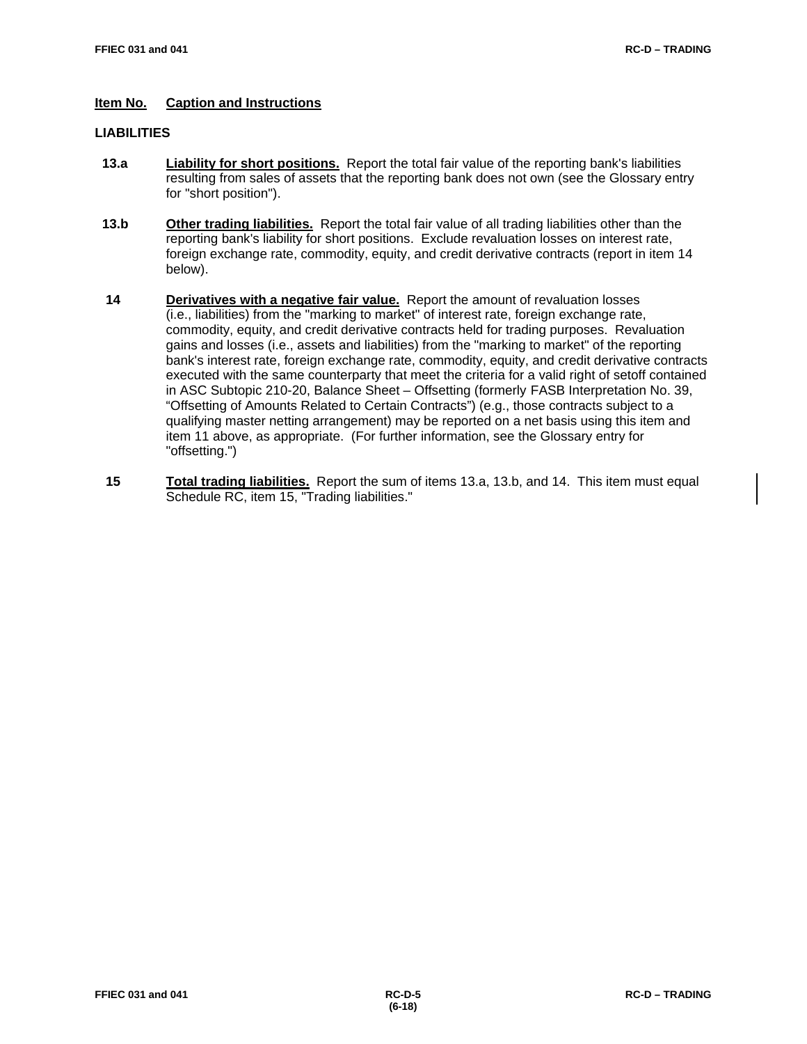**Item No. Caption and Instructions**

**LIABILITIES**

**13.a** **Liability for short positions.** Report the total fair value of the reporting bank's liabilities resulting from sales of assets that the reporting bank does not own (see the Glossary entry for "short position").

**13.b** **Other trading liabilities.** Report the total fair value of all trading liabilities other than the reporting bank's liability for short positions. Exclude revaluation losses on interest rate, foreign exchange rate, commodity, equity, and credit derivative contracts (report in item 14 below).

**14** **Derivatives with a negative fair value.** Report the amount of revaluation losses (i.e., liabilities) from the "marking to market" of interest rate, foreign exchange rate, commodity, equity, and credit derivative contracts held for trading purposes. Revaluation gains and losses (i.e., assets and liabilities) from the "marking to market" of the reporting bank's interest rate, foreign exchange rate, commodity, equity, and credit derivative contracts executed with the same counterparty that meet the criteria for a valid right of setoff contained in ASC Subtopic 210-20, Balance Sheet – Offsetting (formerly FASB Interpretation No. 39, "Offsetting of Amounts Related to Certain Contracts") (e.g., those contracts subject to a qualifying master netting arrangement) may be reported on a net basis using this item and item 11 above, as appropriate. (For further information, see the Glossary entry for "offsetting.")

**15** **Total trading liabilities.** Report the sum of items 13.a, 13.b, and 14. This item must equal Schedule RC, item 15, "Trading liabilities."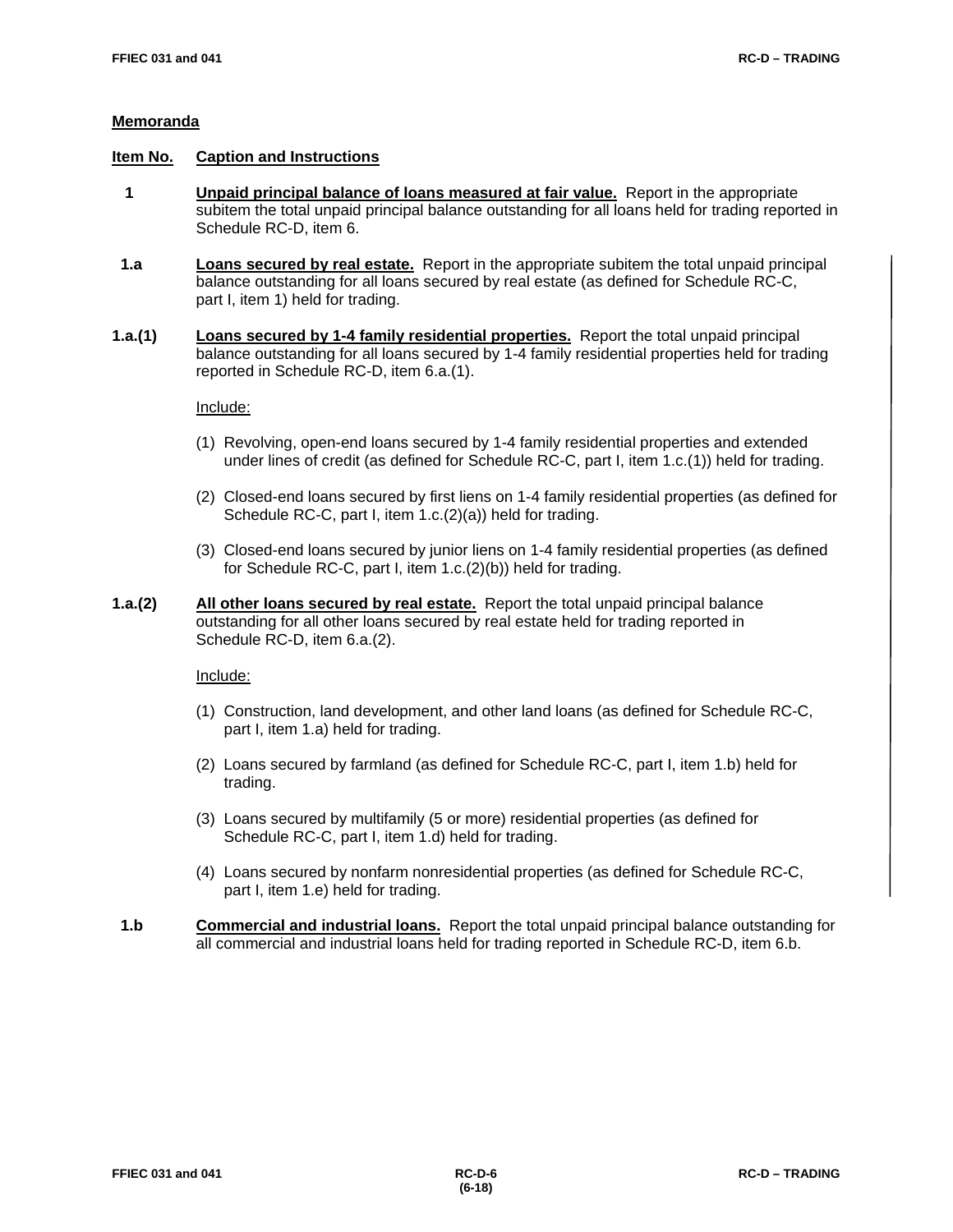## Memoranda

| Item No. | Caption and Instructions |
|---|---|
| **1** | **Unpaid principal balance of loans measured at fair value.** Report in the appropriate subitem the total unpaid principal balance outstanding for all loans held for trading reported in Schedule RC-D, item 6. |
| **1.a** | **Loans secured by real estate.** Report in the appropriate subitem the total unpaid principal balance outstanding for all loans secured by real estate (as defined for Schedule RC-C, part I, item 1) held for trading. |
| **1.a.(1)** | **Loans secured by 1-4 family residential properties.** Report the total unpaid principal balance outstanding for all loans secured by 1-4 family residential properties held for trading reported in Schedule RC-D, item 6.a.(1). |

Include:

(1) Revolving, open-end loans secured by 1-4 family residential properties and extended under lines of credit (as defined for Schedule RC-C, part I, item 1.c.(1)) held for trading.

(2) Closed-end loans secured by first liens on 1-4 family residential properties (as defined for Schedule RC-C, part I, item 1.c.(2)(a)) held for trading.

(3) Closed-end loans secured by junior liens on 1-4 family residential properties (as defined for Schedule RC-C, part I, item 1.c.(2)(b)) held for trading.

**1.a.(2)** **All other loans secured by real estate.** Report the total unpaid principal balance outstanding for all other loans secured by real estate held for trading reported in Schedule RC-D, item 6.a.(2).

Include:

(1) Construction, land development, and other land loans (as defined for Schedule RC-C, part I, item 1.a) held for trading.

(2) Loans secured by farmland (as defined for Schedule RC-C, part I, item 1.b) held for trading.

(3) Loans secured by multifamily (5 or more) residential properties (as defined for Schedule RC-C, part I, item 1.d) held for trading.

(4) Loans secured by nonfarm nonresidential properties (as defined for Schedule RC-C, part I, item 1.e) held for trading.

**1.b** **Commercial and industrial loans.** Report the total unpaid principal balance outstanding for all commercial and industrial loans held for trading reported in Schedule RC-D, item 6.b.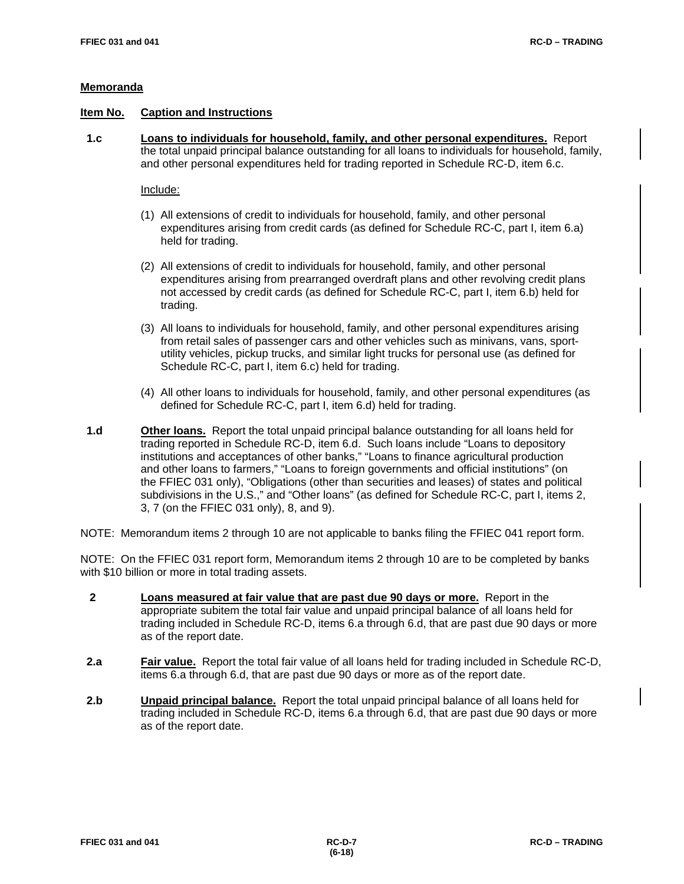## Memoranda

**Item No.** **Caption and Instructions**

**1.c** **Loans to individuals for household, family, and other personal expenditures.** Report the total unpaid principal balance outstanding for all loans to individuals for household, family, and other personal expenditures held for trading reported in Schedule RC-D, item 6.c.

Include:

(1) All extensions of credit to individuals for household, family, and other personal expenditures arising from credit cards (as defined for Schedule RC-C, part I, item 6.a) held for trading.

(2) All extensions of credit to individuals for household, family, and other personal expenditures arising from prearranged overdraft plans and other revolving credit plans not accessed by credit cards (as defined for Schedule RC-C, part I, item 6.b) held for trading.

(3) All loans to individuals for household, family, and other personal expenditures arising from retail sales of passenger cars and other vehicles such as minivans, vans, sport-utility vehicles, pickup trucks, and similar light trucks for personal use (as defined for Schedule RC-C, part I, item 6.c) held for trading.

(4) All other loans to individuals for household, family, and other personal expenditures (as defined for Schedule RC-C, part I, item 6.d) held for trading.

**1.d** **Other loans.** Report the total unpaid principal balance outstanding for all loans held for trading reported in Schedule RC-D, item 6.d. Such loans include "Loans to depository institutions and acceptances of other banks," "Loans to finance agricultural production and other loans to farmers," "Loans to foreign governments and official institutions" (on the FFIEC 031 only), "Obligations (other than securities and leases) of states and political subdivisions in the U.S.," and "Other loans" (as defined for Schedule RC-C, part I, items 2, 3, 7 (on the FFIEC 031 only), 8, and 9).

NOTE: Memorandum items 2 through 10 are not applicable to banks filing the FFIEC 041 report form.

NOTE: On the FFIEC 031 report form, Memorandum items 2 through 10 are to be completed by banks with $10 billion or more in total trading assets.

**2** **Loans measured at fair value that are past due 90 days or more.** Report in the appropriate subitem the total fair value and unpaid principal balance of all loans held for trading included in Schedule RC-D, items 6.a through 6.d, that are past due 90 days or more as of the report date.

**2.a** **Fair value.** Report the total fair value of all loans held for trading included in Schedule RC-D, items 6.a through 6.d, that are past due 90 days or more as of the report date.

**2.b** **Unpaid principal balance.** Report the total unpaid principal balance of all loans held for trading included in Schedule RC-D, items 6.a through 6.d, that are past due 90 days or more as of the report date.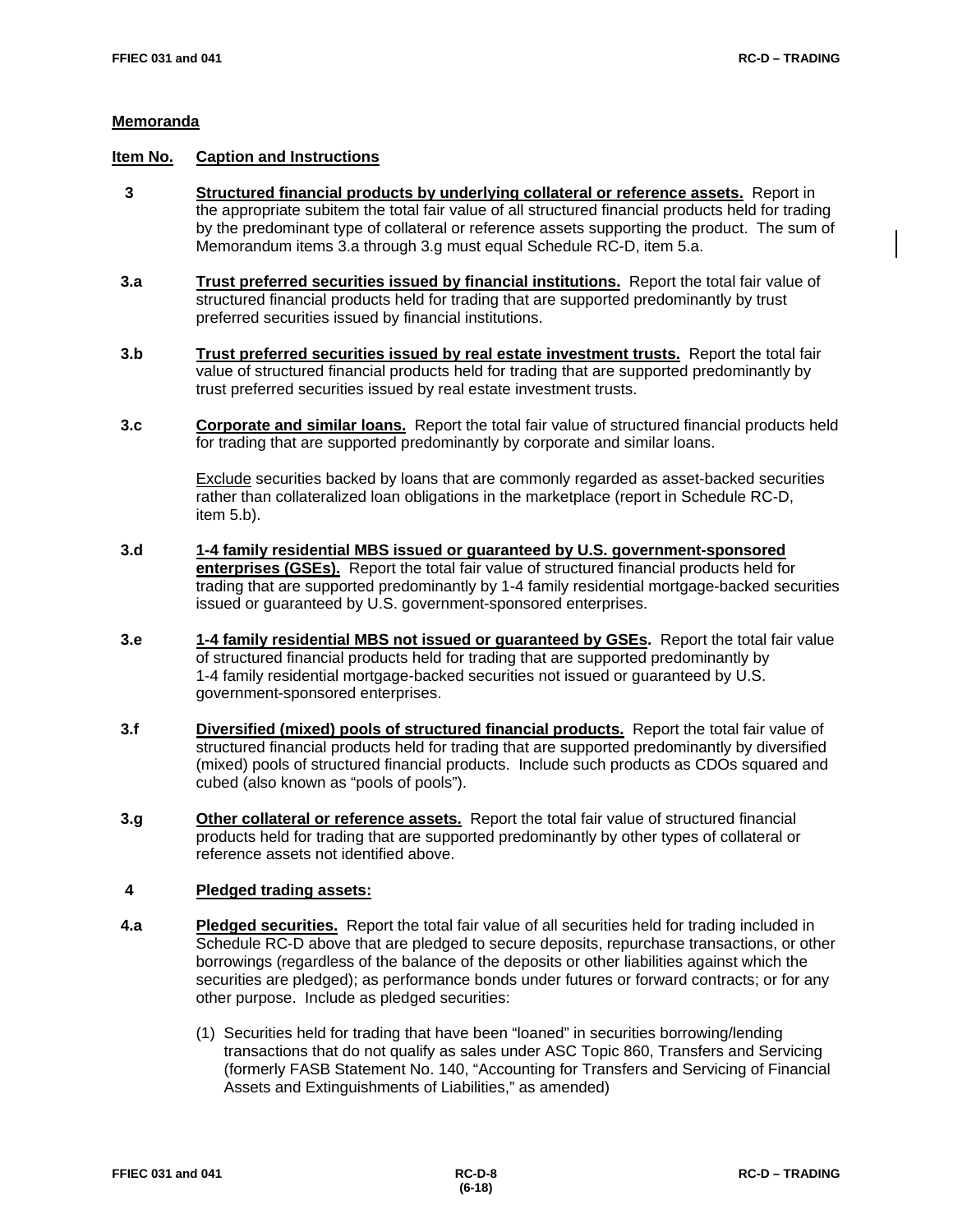## Memoranda

**Item No.** **Caption and Instructions**

**3** **Structured financial products by underlying collateral or reference assets.** Report in the appropriate subitem the total fair value of all structured financial products held for trading by the predominant type of collateral or reference assets supporting the product. The sum of Memorandum items 3.a through 3.g must equal Schedule RC-D, item 5.a.

**3.a** **Trust preferred securities issued by financial institutions.** Report the total fair value of structured financial products held for trading that are supported predominantly by trust preferred securities issued by financial institutions.

**3.b** **Trust preferred securities issued by real estate investment trusts.** Report the total fair value of structured financial products held for trading that are supported predominantly by trust preferred securities issued by real estate investment trusts.

**3.c** **Corporate and similar loans.** Report the total fair value of structured financial products held for trading that are supported predominantly by corporate and similar loans.

Exclude securities backed by loans that are commonly regarded as asset-backed securities rather than collateralized loan obligations in the marketplace (report in Schedule RC-D, item 5.b).

**3.d** **1-4 family residential MBS issued or guaranteed by U.S. government-sponsored enterprises (GSEs).** Report the total fair value of structured financial products held for trading that are supported predominantly by 1-4 family residential mortgage-backed securities issued or guaranteed by U.S. government-sponsored enterprises.

**3.e** **1-4 family residential MBS not issued or guaranteed by GSEs.** Report the total fair value of structured financial products held for trading that are supported predominantly by 1-4 family residential mortgage-backed securities not issued or guaranteed by U.S. government-sponsored enterprises.

**3.f** **Diversified (mixed) pools of structured financial products.** Report the total fair value of structured financial products held for trading that are supported predominantly by diversified (mixed) pools of structured financial products. Include such products as CDOs squared and cubed (also known as "pools of pools").

**3.g** **Other collateral or reference assets.** Report the total fair value of structured financial products held for trading that are supported predominantly by other types of collateral or reference assets not identified above.

**4** **Pledged trading assets:**

**4.a** **Pledged securities.** Report the total fair value of all securities held for trading included in Schedule RC-D above that are pledged to secure deposits, repurchase transactions, or other borrowings (regardless of the balance of the deposits or other liabilities against which the securities are pledged); as performance bonds under futures or forward contracts; or for any other purpose. Include as pledged securities:

(1) Securities held for trading that have been "loaned" in securities borrowing/lending transactions that do not qualify as sales under ASC Topic 860, Transfers and Servicing (formerly FASB Statement No. 140, "Accounting for Transfers and Servicing of Financial Assets and Extinguishments of Liabilities," as amended)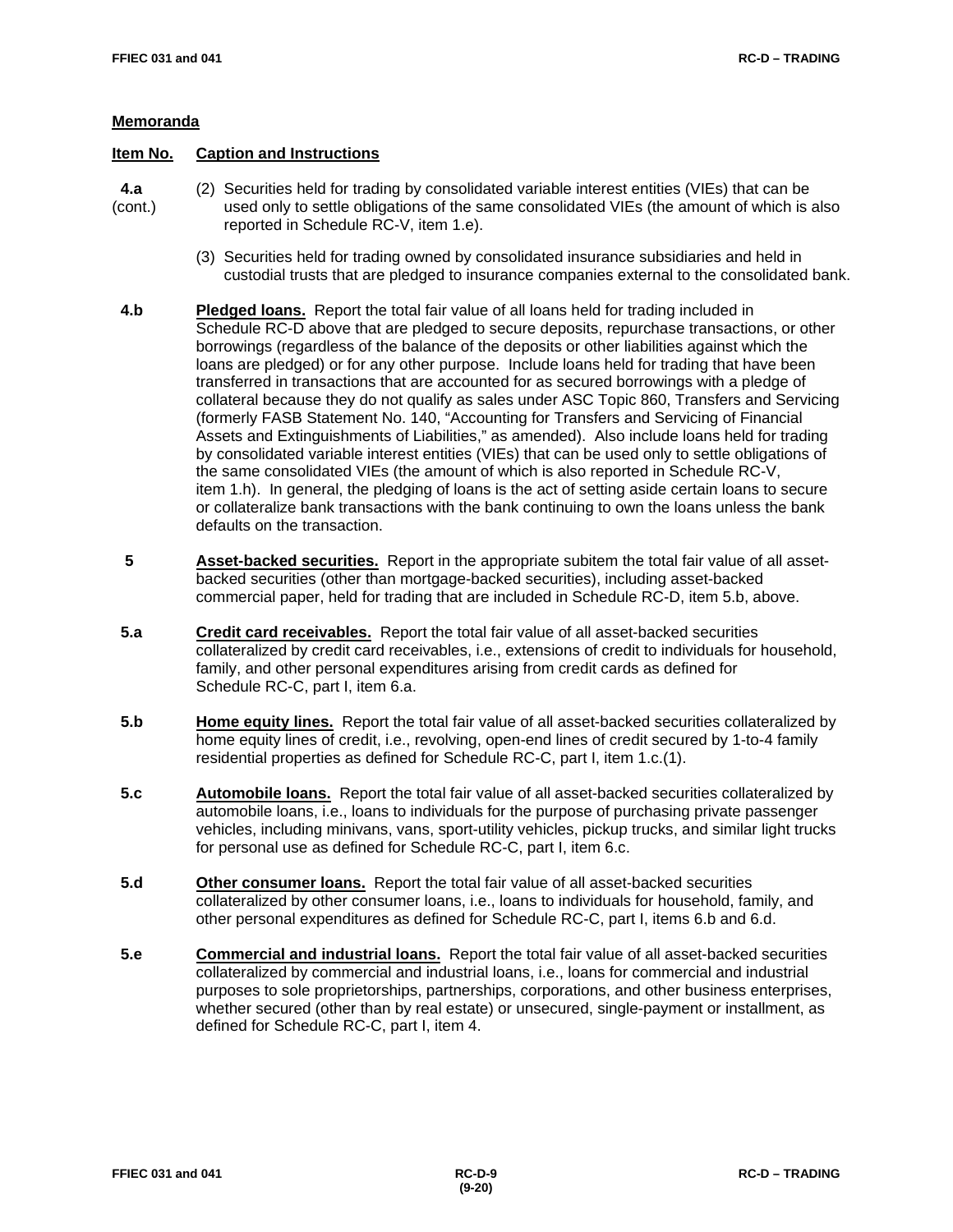## Memoranda

| Item No. | Caption and Instructions |
|---|---|
| 4.a (cont.) | (2) Securities held for trading by consolidated variable interest entities (VIEs) that can be used only to settle obligations of the same consolidated VIEs (the amount of which is also reported in Schedule RC-V, item 1.e). |
| | (3) Securities held for trading owned by consolidated insurance subsidiaries and held in custodial trusts that are pledged to insurance companies external to the consolidated bank. |
| 4.b | **Pledged loans.** Report the total fair value of all loans held for trading included in Schedule RC-D above that are pledged to secure deposits, repurchase transactions, or other borrowings (regardless of the balance of the deposits or other liabilities against which the loans are pledged) or for any other purpose. Include loans held for trading that have been transferred in transactions that are accounted for as secured borrowings with a pledge of collateral because they do not qualify as sales under ASC Topic 860, Transfers and Servicing (formerly FASB Statement No. 140, "Accounting for Transfers and Servicing of Financial Assets and Extinguishments of Liabilities," as amended). Also include loans held for trading by consolidated variable interest entities (VIEs) that can be used only to settle obligations of the same consolidated VIEs (the amount of which is also reported in Schedule RC-V, item 1.h). In general, the pledging of loans is the act of setting aside certain loans to secure or collateralize bank transactions with the bank continuing to own the loans unless the bank defaults on the transaction. |
| 5 | **Asset-backed securities.** Report in the appropriate subitem the total fair value of all asset-backed securities (other than mortgage-backed securities), including asset-backed commercial paper, held for trading that are included in Schedule RC-D, item 5.b, above. |
| 5.a | **Credit card receivables.** Report the total fair value of all asset-backed securities collateralized by credit card receivables, i.e., extensions of credit to individuals for household, family, and other personal expenditures arising from credit cards as defined for Schedule RC-C, part I, item 6.a. |
| 5.b | **Home equity lines.** Report the total fair value of all asset-backed securities collateralized by home equity lines of credit, i.e., revolving, open-end lines of credit secured by 1-to-4 family residential properties as defined for Schedule RC-C, part I, item 1.c.(1). |
| 5.c | **Automobile loans.** Report the total fair value of all asset-backed securities collateralized by automobile loans, i.e., loans to individuals for the purpose of purchasing private passenger vehicles, including minivans, vans, sport-utility vehicles, pickup trucks, and similar light trucks for personal use as defined for Schedule RC-C, part I, item 6.c. |
| 5.d | **Other consumer loans.** Report the total fair value of all asset-backed securities collateralized by other consumer loans, i.e., loans to individuals for household, family, and other personal expenditures as defined for Schedule RC-C, part I, items 6.b and 6.d. |
| 5.e | **Commercial and industrial loans.** Report the total fair value of all asset-backed securities collateralized by commercial and industrial loans, i.e., loans for commercial and industrial purposes to sole proprietorships, partnerships, corporations, and other business enterprises, whether secured (other than by real estate) or unsecured, single-payment or installment, as defined for Schedule RC-C, part I, item 4. |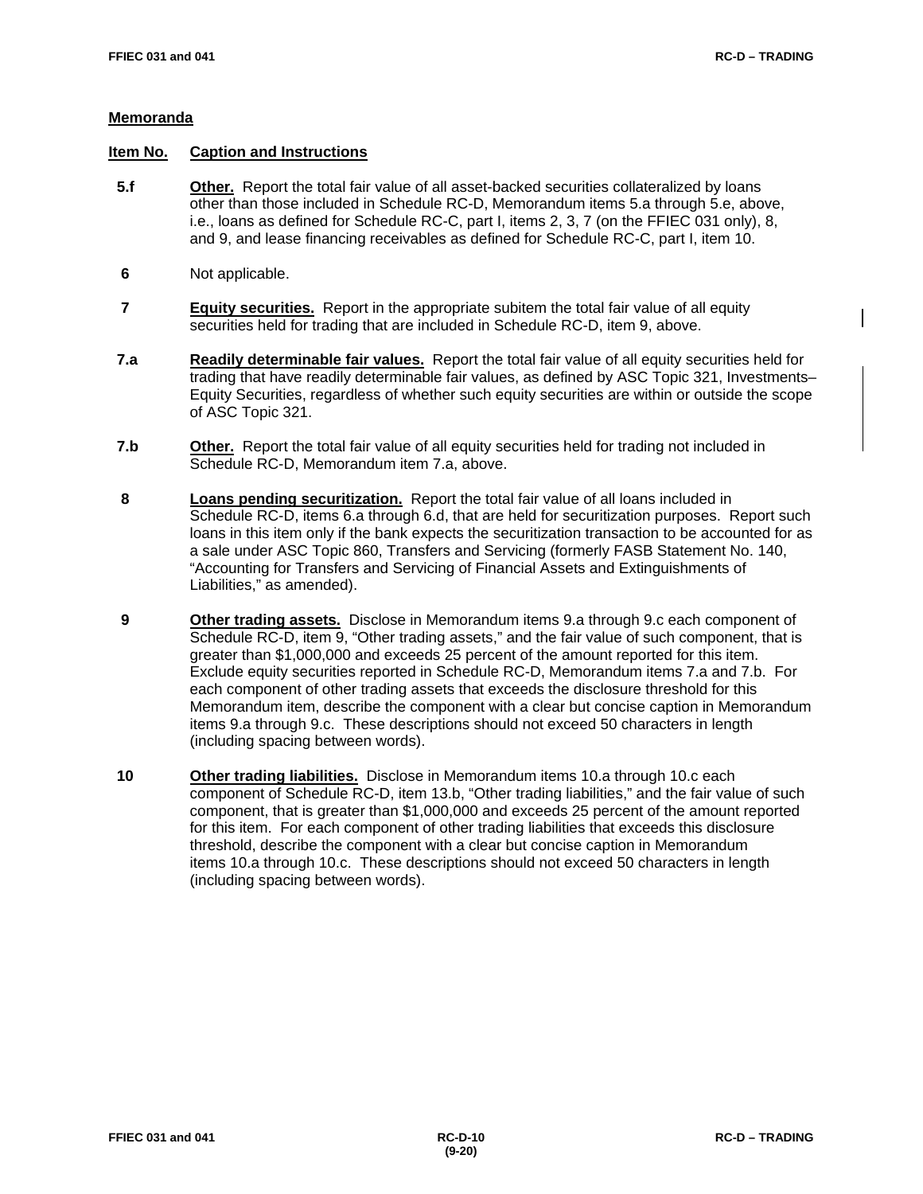## Memoranda

| Item No. | Caption and Instructions |
|---|---|
| 5.f | **Other.** Report the total fair value of all asset-backed securities collateralized by loans other than those included in Schedule RC-D, Memorandum items 5.a through 5.e, above, i.e., loans as defined for Schedule RC-C, part I, items 2, 3, 7 (on the FFIEC 031 only), 8, and 9, and lease financing receivables as defined for Schedule RC-C, part I, item 10. |
| 6 | Not applicable. |
| 7 | **Equity securities.** Report in the appropriate subitem the total fair value of all equity securities held for trading that are included in Schedule RC-D, item 9, above. |
| 7.a | **Readily determinable fair values.** Report the total fair value of all equity securities held for trading that have readily determinable fair values, as defined by ASC Topic 321, Investments–Equity Securities, regardless of whether such equity securities are within or outside the scope of ASC Topic 321. |
| 7.b | **Other.** Report the total fair value of all equity securities held for trading not included in Schedule RC-D, Memorandum item 7.a, above. |
| 8 | **Loans pending securitization.** Report the total fair value of all loans included in Schedule RC-D, items 6.a through 6.d, that are held for securitization purposes. Report such loans in this item only if the bank expects the securitization transaction to be accounted for as a sale under ASC Topic 860, Transfers and Servicing (formerly FASB Statement No. 140, "Accounting for Transfers and Servicing of Financial Assets and Extinguishments of Liabilities," as amended). |
| 9 | **Other trading assets.** Disclose in Memorandum items 9.a through 9.c each component of Schedule RC-D, item 9, "Other trading assets," and the fair value of such component, that is greater than $1,000,000 and exceeds 25 percent of the amount reported for this item. Exclude equity securities reported in Schedule RC-D, Memorandum items 7.a and 7.b. For each component of other trading assets that exceeds the disclosure threshold for this Memorandum item, describe the component with a clear but concise caption in Memorandum items 9.a through 9.c. These descriptions should not exceed 50 characters in length (including spacing between words). |
| 10 | **Other trading liabilities.** Disclose in Memorandum items 10.a through 10.c each component of Schedule RC-D, item 13.b, "Other trading liabilities," and the fair value of such component, that is greater than $1,000,000 and exceeds 25 percent of the amount reported for this item. For each component of other trading liabilities that exceeds this disclosure threshold, describe the component with a clear but concise caption in Memorandum items 10.a through 10.c. These descriptions should not exceed 50 characters in length (including spacing between words). |